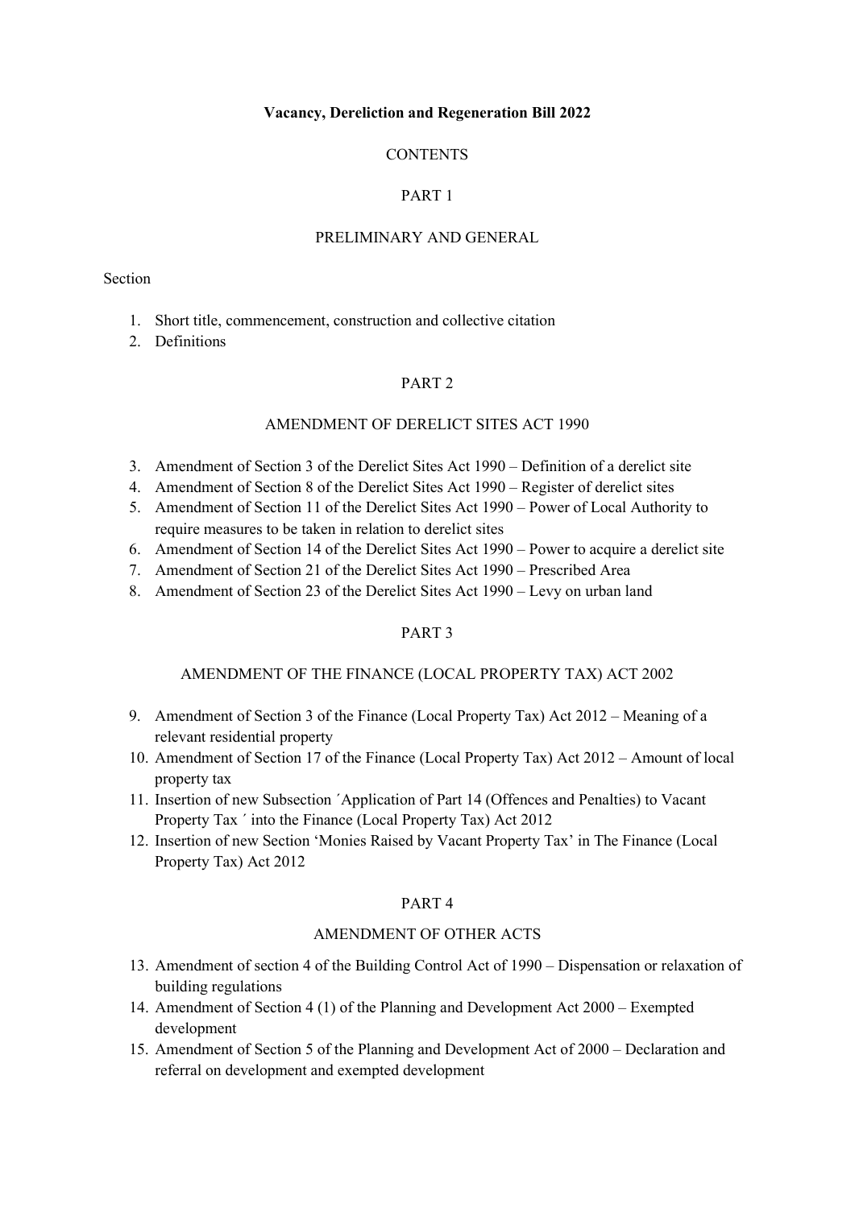# Vacancy, Dereliction and Regeneration Bill 2022

CONTENTS

PART 1

PRELIMINARY AND GENERAL

Section

1. Short title, commencement, construction and collective citation
2. Definitions

PART 2

AMENDMENT OF DERELICT SITES ACT 1990

3. Amendment of Section 3 of the Derelict Sites Act 1990 – Definition of a derelict site
4. Amendment of Section 8 of the Derelict Sites Act 1990 – Register of derelict sites
5. Amendment of Section 11 of the Derelict Sites Act 1990 – Power of Local Authority to require measures to be taken in relation to derelict sites
6. Amendment of Section 14 of the Derelict Sites Act 1990 – Power to acquire a derelict site
7. Amendment of Section 21 of the Derelict Sites Act 1990 – Prescribed Area
8. Amendment of Section 23 of the Derelict Sites Act 1990 – Levy on urban land

PART 3

AMENDMENT OF THE FINANCE (LOCAL PROPERTY TAX) ACT 2002

9. Amendment of Section 3 of the Finance (Local Property Tax) Act 2012 – Meaning of a relevant residential property
10. Amendment of Section 17 of the Finance (Local Property Tax) Act 2012 – Amount of local property tax
11. Insertion of new Subsection ´Application of Part 14 (Offences and Penalties) to Vacant Property Tax ´ into the Finance (Local Property Tax) Act 2012
12. Insertion of new Section 'Monies Raised by Vacant Property Tax' in The Finance (Local Property Tax) Act 2012

PART 4

AMENDMENT OF OTHER ACTS

13. Amendment of section 4 of the Building Control Act of 1990 – Dispensation or relaxation of building regulations
14. Amendment of Section 4 (1) of the Planning and Development Act 2000 – Exempted development
15. Amendment of Section 5 of the Planning and Development Act of 2000 – Declaration and referral on development and exempted development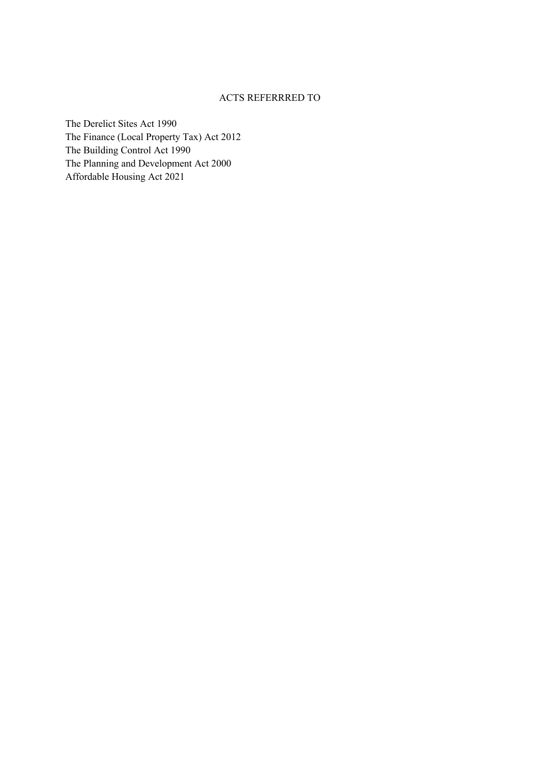## ACTS REFERRRED TO

The Derelict Sites Act 1990
The Finance (Local Property Tax) Act 2012
The Building Control Act 1990
The Planning and Development Act 2000
Affordable Housing Act 2021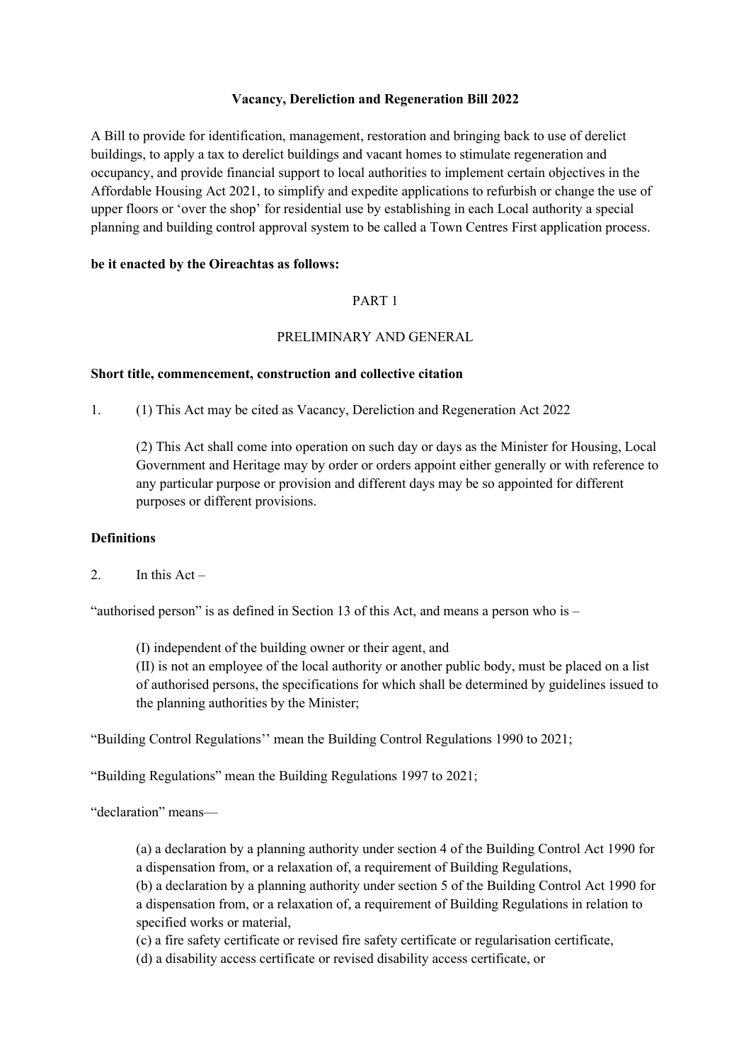**Vacancy, Dereliction and Regeneration Bill 2022**

A Bill to provide for identification, management, restoration and bringing back to use of derelict buildings, to apply a tax to derelict buildings and vacant homes to stimulate regeneration and occupancy, and provide financial support to local authorities to implement certain objectives in the Affordable Housing Act 2021, to simplify and expedite applications to refurbish or change the use of upper floors or 'over the shop' for residential use by establishing in each Local authority a special planning and building control approval system to be called a Town Centres First application process.

**be it enacted by the Oireachtas as follows:**

PART 1

PRELIMINARY AND GENERAL

**Short title, commencement, construction and collective citation**

1. (1) This Act may be cited as Vacancy, Dereliction and Regeneration Act 2022

   (2) This Act shall come into operation on such day or days as the Minister for Housing, Local Government and Heritage may by order or orders appoint either generally or with reference to any particular purpose or provision and different days may be so appointed for different purposes or different provisions.

**Definitions**

2. In this Act –

"authorised person" is as defined in Section 13 of this Act, and means a person who is –

(I) independent of the building owner or their agent, and
(II) is not an employee of the local authority or another public body, must be placed on a list of authorised persons, the specifications for which shall be determined by guidelines issued to the planning authorities by the Minister;

"Building Control Regulations'' mean the Building Control Regulations 1990 to 2021;

"Building Regulations" mean the Building Regulations 1997 to 2021;

"declaration" means—

(a) a declaration by a planning authority under section 4 of the Building Control Act 1990 for a dispensation from, or a relaxation of, a requirement of Building Regulations,
(b) a declaration by a planning authority under section 5 of the Building Control Act 1990 for a dispensation from, or a relaxation of, a requirement of Building Regulations in relation to specified works or material,
(c) a fire safety certificate or revised fire safety certificate or regularisation certificate,
(d) a disability access certificate or revised disability access certificate, or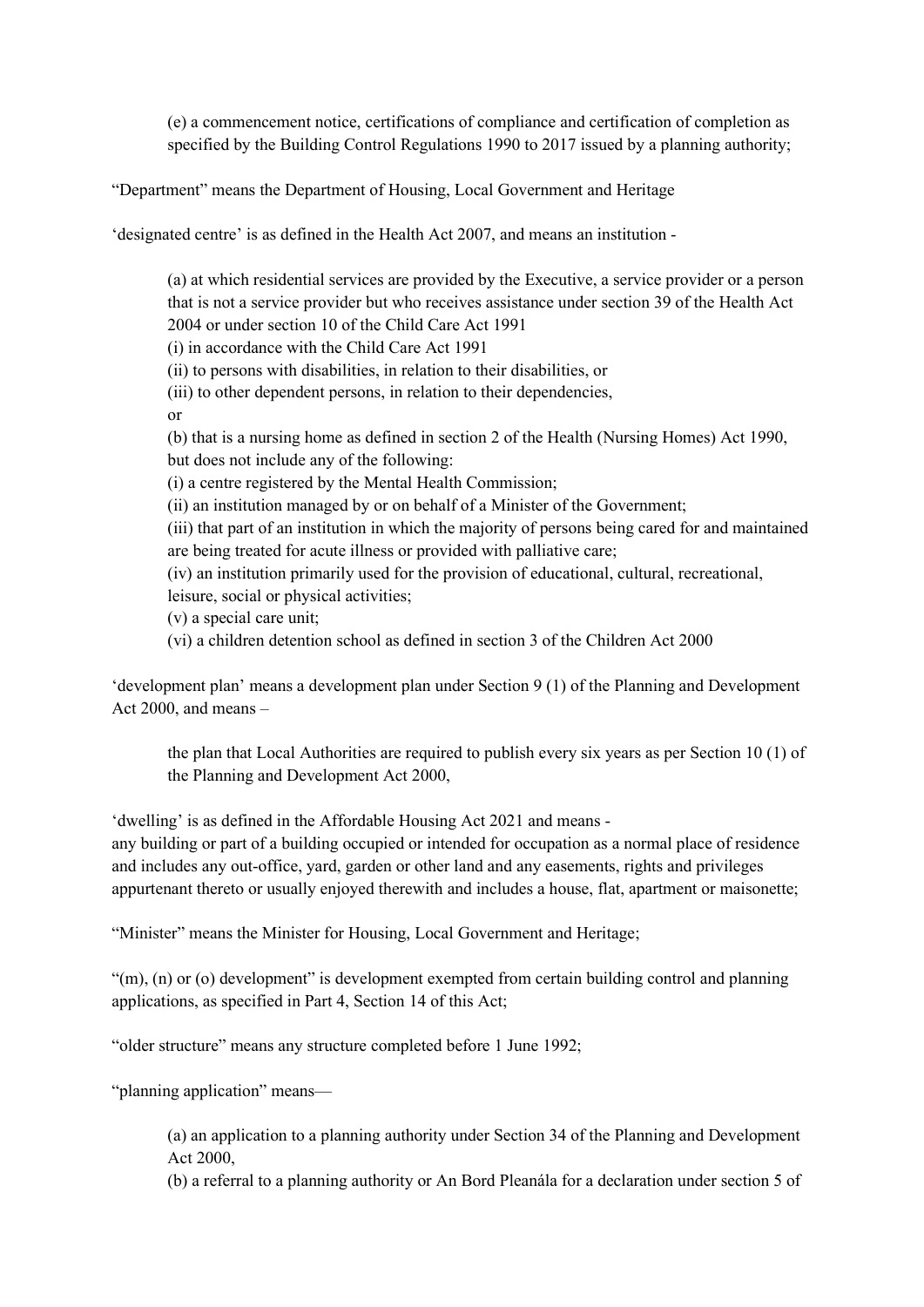(e) a commencement notice, certifications of compliance and certification of completion as specified by the Building Control Regulations 1990 to 2017 issued by a planning authority;

“Department” means the Department of Housing, Local Government and Heritage

‘designated centre’ is as defined in the Health Act 2007, and means an institution -

(a) at which residential services are provided by the Executive, a service provider or a person that is not a service provider but who receives assistance under section 39 of the Health Act 2004 or under section 10 of the Child Care Act 1991
(i) in accordance with the Child Care Act 1991
(ii) to persons with disabilities, in relation to their disabilities, or
(iii) to other dependent persons, in relation to their dependencies,
or
(b) that is a nursing home as defined in section 2 of the Health (Nursing Homes) Act 1990, but does not include any of the following:
(i) a centre registered by the Mental Health Commission;
(ii) an institution managed by or on behalf of a Minister of the Government;
(iii) that part of an institution in which the majority of persons being cared for and maintained are being treated for acute illness or provided with palliative care;
(iv) an institution primarily used for the provision of educational, cultural, recreational, leisure, social or physical activities;
(v) a special care unit;
(vi) a children detention school as defined in section 3 of the Children Act 2000

‘development plan’ means a development plan under Section 9 (1) of the Planning and Development Act 2000, and means –

the plan that Local Authorities are required to publish every six years as per Section 10 (1) of the Planning and Development Act 2000,

‘dwelling’ is as defined in the Affordable Housing Act 2021 and means -
any building or part of a building occupied or intended for occupation as a normal place of residence and includes any out-office, yard, garden or other land and any easements, rights and privileges appurtenant thereto or usually enjoyed therewith and includes a house, flat, apartment or maisonette;

“Minister” means the Minister for Housing, Local Government and Heritage;

“(m), (n) or (o) development” is development exempted from certain building control and planning applications, as specified in Part 4, Section 14 of this Act;

“older structure” means any structure completed before 1 June 1992;

“planning application” means—

(a) an application to a planning authority under Section 34 of the Planning and Development Act 2000,
(b) a referral to a planning authority or An Bord Pleanála for a declaration under section 5 of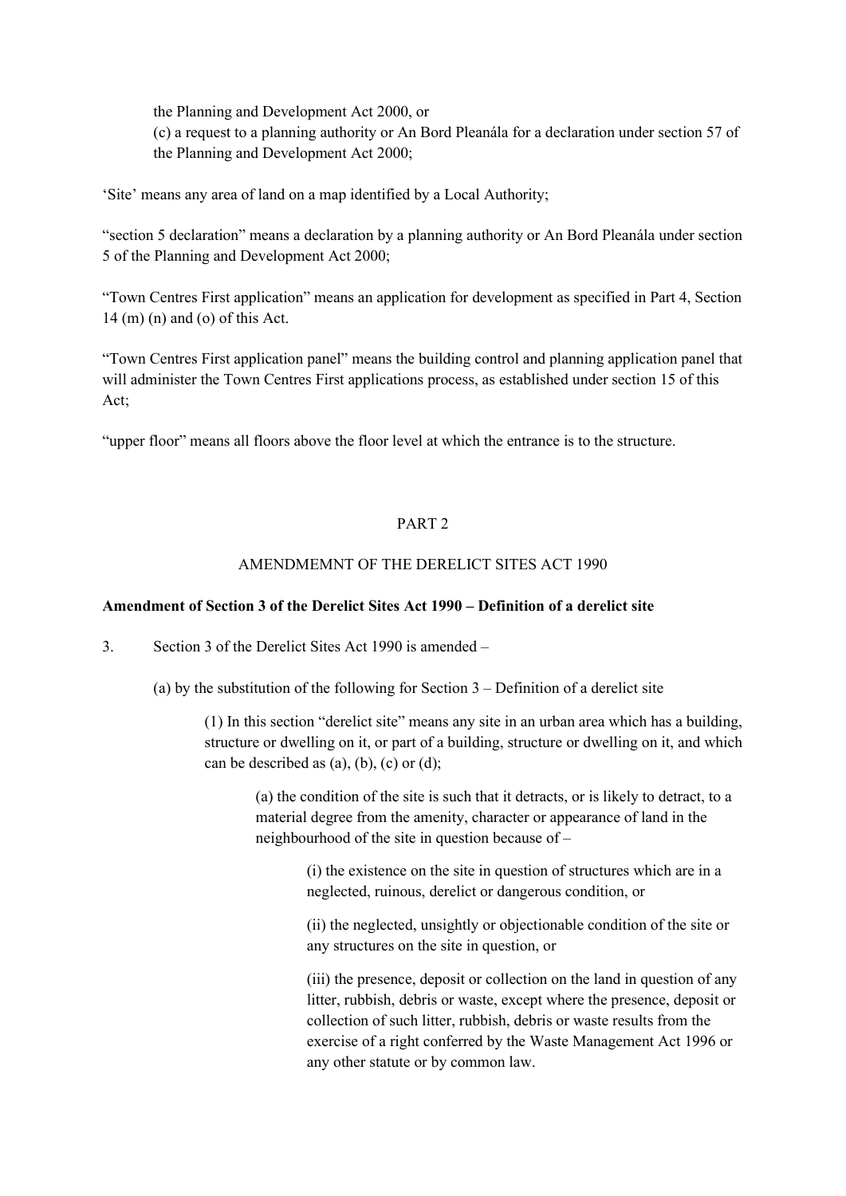the Planning and Development Act 2000, or

(c) a request to a planning authority or An Bord Pleanála for a declaration under section 57 of the Planning and Development Act 2000;

'Site' means any area of land on a map identified by a Local Authority;

"section 5 declaration" means a declaration by a planning authority or An Bord Pleanála under section 5 of the Planning and Development Act 2000;

"Town Centres First application" means an application for development as specified in Part 4, Section 14 (m) (n) and (o) of this Act.

"Town Centres First application panel" means the building control and planning application panel that will administer the Town Centres First applications process, as established under section 15 of this Act;

"upper floor" means all floors above the floor level at which the entrance is to the structure.

## PART 2

## AMENDMEMNT OF THE DERELICT SITES ACT 1990

**Amendment of Section 3 of the Derelict Sites Act 1990 – Definition of a derelict site**

3. Section 3 of the Derelict Sites Act 1990 is amended –

   (a) by the substitution of the following for Section 3 – Definition of a derelict site

      (1) In this section "derelict site" means any site in an urban area which has a building, structure or dwelling on it, or part of a building, structure or dwelling on it, and which can be described as (a), (b), (c) or (d);

         (a) the condition of the site is such that it detracts, or is likely to detract, to a material degree from the amenity, character or appearance of land in the neighbourhood of the site in question because of –

            (i) the existence on the site in question of structures which are in a neglected, ruinous, derelict or dangerous condition, or

            (ii) the neglected, unsightly or objectionable condition of the site or any structures on the site in question, or

            (iii) the presence, deposit or collection on the land in question of any litter, rubbish, debris or waste, except where the presence, deposit or collection of such litter, rubbish, debris or waste results from the exercise of a right conferred by the Waste Management Act 1996 or any other statute or by common law.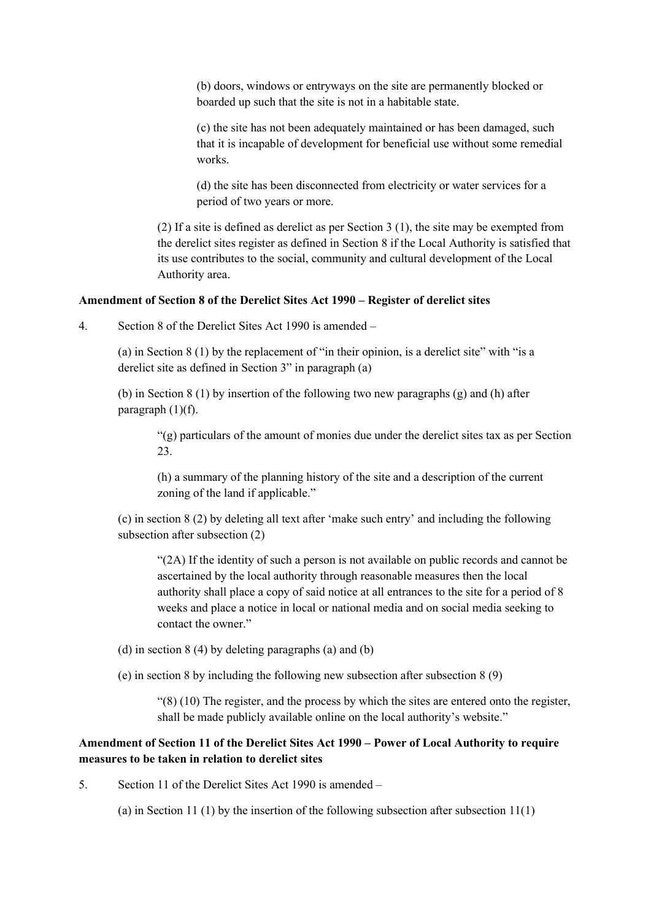(b) doors, windows or entryways on the site are permanently blocked or boarded up such that the site is not in a habitable state.

(c) the site has not been adequately maintained or has been damaged, such that it is incapable of development for beneficial use without some remedial works.

(d) the site has been disconnected from electricity or water services for a period of two years or more.

(2) If a site is defined as derelict as per Section 3 (1), the site may be exempted from the derelict sites register as defined in Section 8 if the Local Authority is satisfied that its use contributes to the social, community and cultural development of the Local Authority area.

**Amendment of Section 8 of the Derelict Sites Act 1990 – Register of derelict sites**

4. Section 8 of the Derelict Sites Act 1990 is amended –

(a) in Section 8 (1) by the replacement of "in their opinion, is a derelict site" with "is a derelict site as defined in Section 3" in paragraph (a)

(b) in Section 8 (1) by insertion of the following two new paragraphs (g) and (h) after paragraph (1)(f).

"(g) particulars of the amount of monies due under the derelict sites tax as per Section 23.

(h) a summary of the planning history of the site and a description of the current zoning of the land if applicable."

(c) in section 8 (2) by deleting all text after 'make such entry' and including the following subsection after subsection (2)

"(2A) If the identity of such a person is not available on public records and cannot be ascertained by the local authority through reasonable measures then the local authority shall place a copy of said notice at all entrances to the site for a period of 8 weeks and place a notice in local or national media and on social media seeking to contact the owner."

(d) in section 8 (4) by deleting paragraphs (a) and (b)

(e) in section 8 by including the following new subsection after subsection 8 (9)

"(8) (10) The register, and the process by which the sites are entered onto the register, shall be made publicly available online on the local authority's website."

**Amendment of Section 11 of the Derelict Sites Act 1990 – Power of Local Authority to require measures to be taken in relation to derelict sites**

5. Section 11 of the Derelict Sites Act 1990 is amended –

(a) in Section 11 (1) by the insertion of the following subsection after subsection 11(1)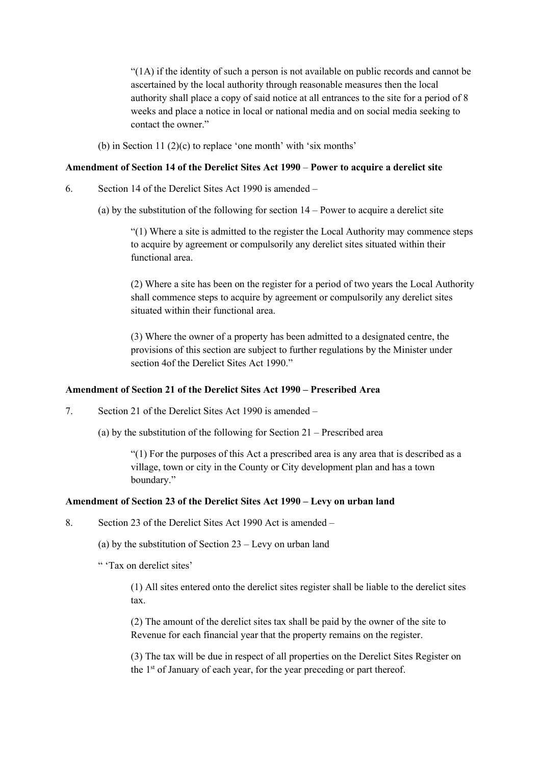"(1A) if the identity of such a person is not available on public records and cannot be ascertained by the local authority through reasonable measures then the local authority shall place a copy of said notice at all entrances to the site for a period of 8 weeks and place a notice in local or national media and on social media seeking to contact the owner."

(b) in Section 11 (2)(c) to replace 'one month' with 'six months'

**Amendment of Section 14 of the Derelict Sites Act 1990 – Power to acquire a derelict site**

6. Section 14 of the Derelict Sites Act 1990 is amended –

(a) by the substitution of the following for section 14 – Power to acquire a derelict site

"(1) Where a site is admitted to the register the Local Authority may commence steps to acquire by agreement or compulsorily any derelict sites situated within their functional area.

(2) Where a site has been on the register for a period of two years the Local Authority shall commence steps to acquire by agreement or compulsorily any derelict sites situated within their functional area.

(3) Where the owner of a property has been admitted to a designated centre, the provisions of this section are subject to further regulations by the Minister under section 4of the Derelict Sites Act 1990."

**Amendment of Section 21 of the Derelict Sites Act 1990 – Prescribed Area**

7. Section 21 of the Derelict Sites Act 1990 is amended –

(a) by the substitution of the following for Section 21 – Prescribed area

"(1) For the purposes of this Act a prescribed area is any area that is described as a village, town or city in the County or City development plan and has a town boundary."

**Amendment of Section 23 of the Derelict Sites Act 1990 – Levy on urban land**

8. Section 23 of the Derelict Sites Act 1990 Act is amended –

(a) by the substitution of Section 23 – Levy on urban land

" 'Tax on derelict sites'

(1) All sites entered onto the derelict sites register shall be liable to the derelict sites tax.

(2) The amount of the derelict sites tax shall be paid by the owner of the site to Revenue for each financial year that the property remains on the register.

(3) The tax will be due in respect of all properties on the Derelict Sites Register on the 1st of January of each year, for the year preceding or part thereof.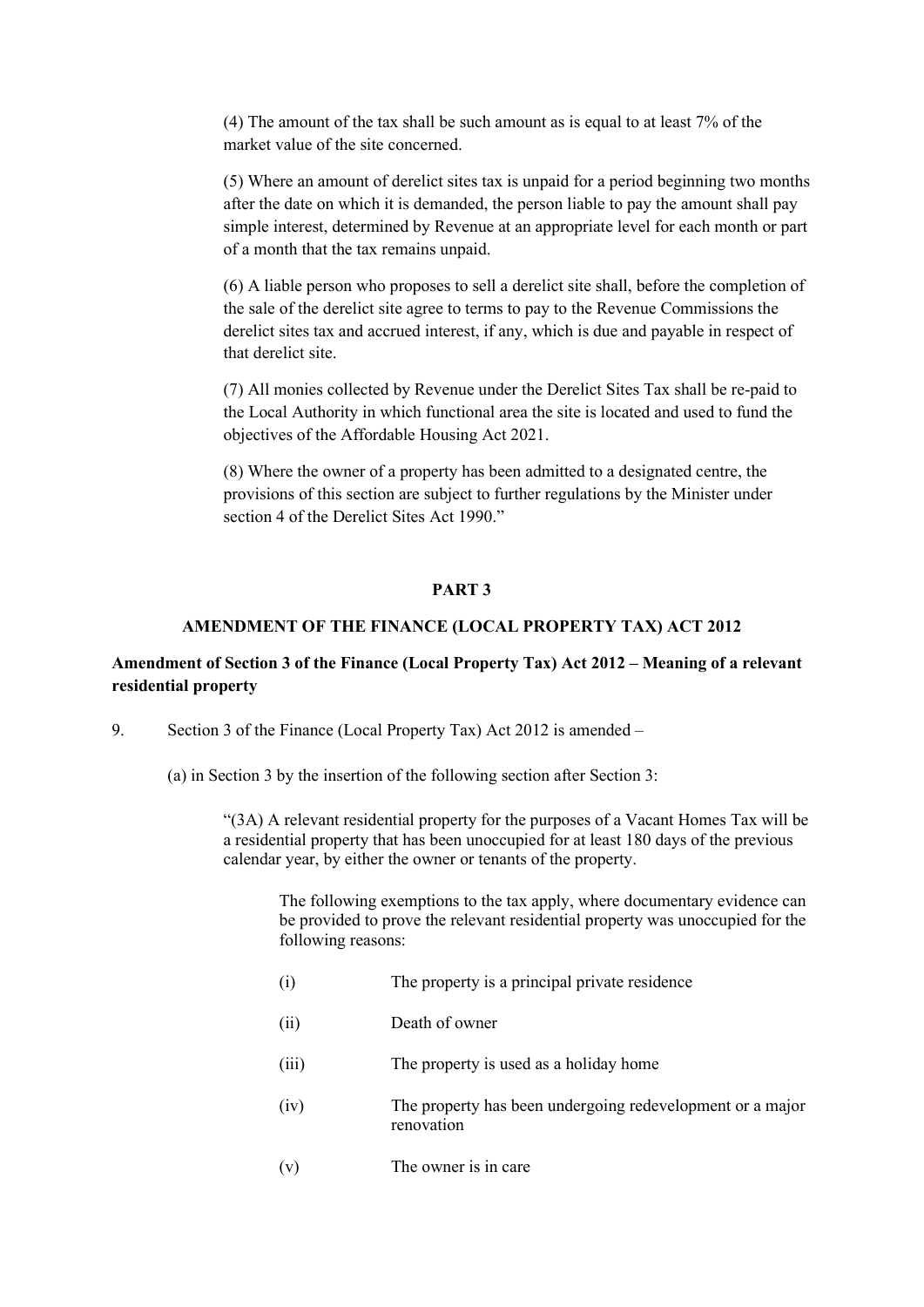(4) The amount of the tax shall be such amount as is equal to at least 7% of the market value of the site concerned.

(5) Where an amount of derelict sites tax is unpaid for a period beginning two months after the date on which it is demanded, the person liable to pay the amount shall pay simple interest, determined by Revenue at an appropriate level for each month or part of a month that the tax remains unpaid.

(6) A liable person who proposes to sell a derelict site shall, before the completion of the sale of the derelict site agree to terms to pay to the Revenue Commissions the derelict sites tax and accrued interest, if any, which is due and payable in respect of that derelict site.

(7) All monies collected by Revenue under the Derelict Sites Tax shall be re-paid to the Local Authority in which functional area the site is located and used to fund the objectives of the Affordable Housing Act 2021.

(8) Where the owner of a property has been admitted to a designated centre, the provisions of this section are subject to further regulations by the Minister under section 4 of the Derelict Sites Act 1990."

## PART 3

## AMENDMENT OF THE FINANCE (LOCAL PROPERTY TAX) ACT 2012

**Amendment of Section 3 of the Finance (Local Property Tax) Act 2012 – Meaning of a relevant residential property**

9. Section 3 of the Finance (Local Property Tax) Act 2012 is amended –

(a) in Section 3 by the insertion of the following section after Section 3:

"(3A) A relevant residential property for the purposes of a Vacant Homes Tax will be a residential property that has been unoccupied for at least 180 days of the previous calendar year, by either the owner or tenants of the property.

The following exemptions to the tax apply, where documentary evidence can be provided to prove the relevant residential property was unoccupied for the following reasons:

(i) The property is a principal private residence

(ii) Death of owner

(iii) The property is used as a holiday home

(iv) The property has been undergoing redevelopment or a major renovation

(v) The owner is in care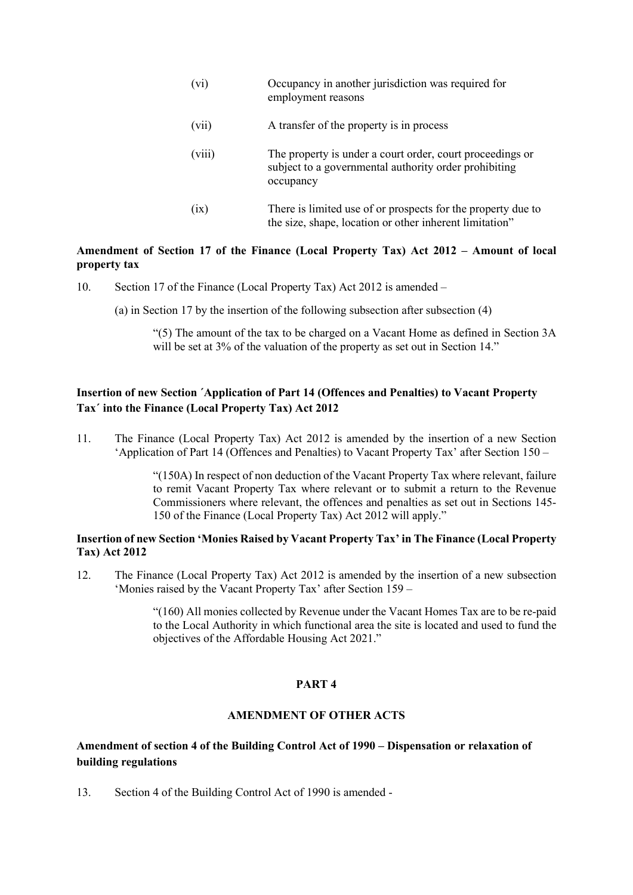(vi) Occupancy in another jurisdiction was required for employment reasons

(vii) A transfer of the property is in process

(viii) The property is under a court order, court proceedings or subject to a governmental authority order prohibiting occupancy

(ix) There is limited use of or prospects for the property due to the size, shape, location or other inherent limitation"

**Amendment of Section 17 of the Finance (Local Property Tax) Act 2012 – Amount of local property tax**

10. Section 17 of the Finance (Local Property Tax) Act 2012 is amended –

(a) in Section 17 by the insertion of the following subsection after subsection (4)

"(5) The amount of the tax to be charged on a Vacant Home as defined in Section 3A will be set at 3% of the valuation of the property as set out in Section 14."

**Insertion of new Section ´Application of Part 14 (Offences and Penalties) to Vacant Property Tax´ into the Finance (Local Property Tax) Act 2012**

11. The Finance (Local Property Tax) Act 2012 is amended by the insertion of a new Section 'Application of Part 14 (Offences and Penalties) to Vacant Property Tax' after Section 150 –

"(150A) In respect of non deduction of the Vacant Property Tax where relevant, failure to remit Vacant Property Tax where relevant or to submit a return to the Revenue Commissioners where relevant, the offences and penalties as set out in Sections 145-150 of the Finance (Local Property Tax) Act 2012 will apply."

**Insertion of new Section 'Monies Raised by Vacant Property Tax' in The Finance (Local Property Tax) Act 2012**

12. The Finance (Local Property Tax) Act 2012 is amended by the insertion of a new subsection 'Monies raised by the Vacant Property Tax' after Section 159 –

"(160) All monies collected by Revenue under the Vacant Homes Tax are to be re-paid to the Local Authority in which functional area the site is located and used to fund the objectives of the Affordable Housing Act 2021."

## PART 4

## AMENDMENT OF OTHER ACTS

**Amendment of section 4 of the Building Control Act of 1990 – Dispensation or relaxation of building regulations**

13. Section 4 of the Building Control Act of 1990 is amended -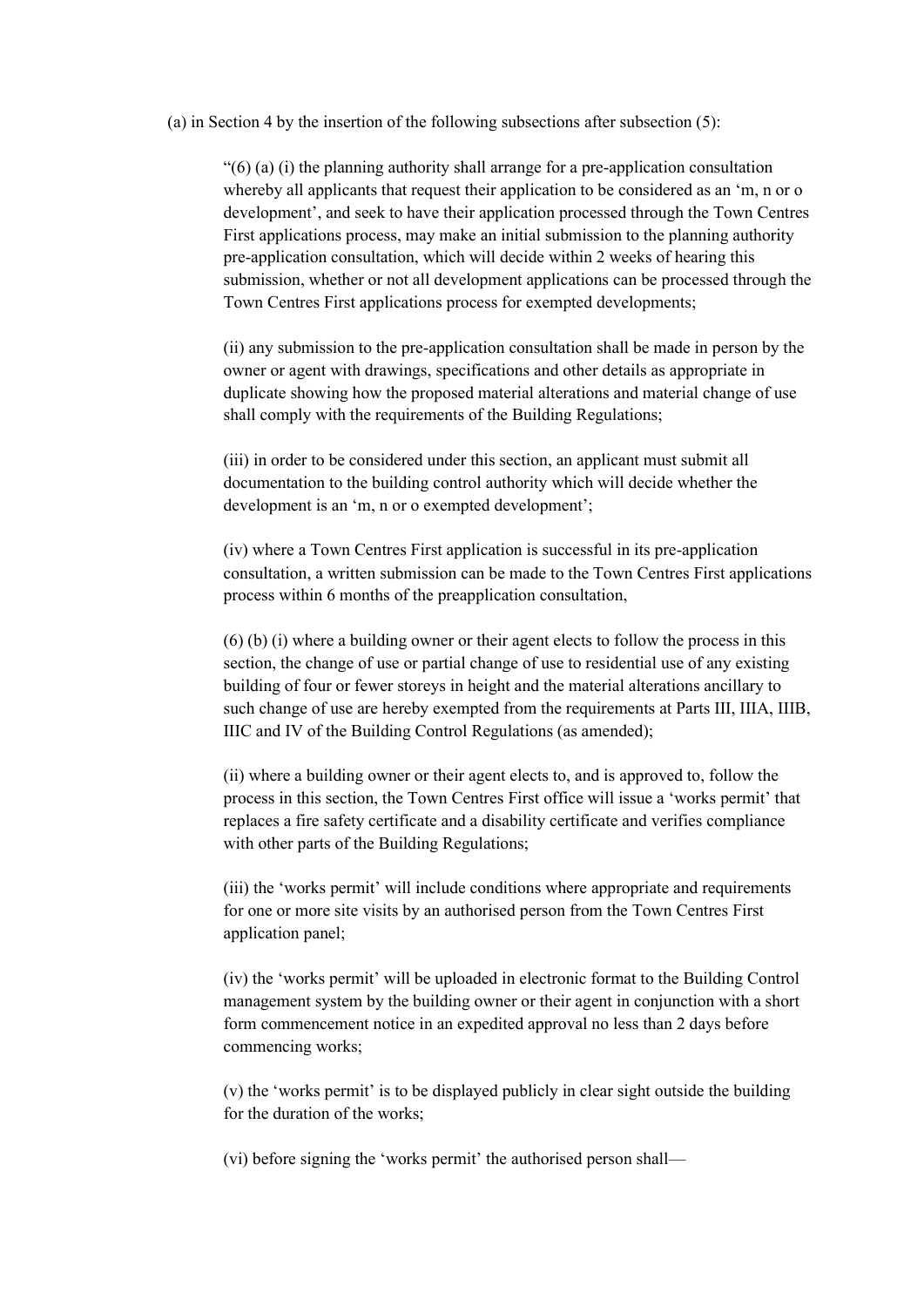(a) in Section 4 by the insertion of the following subsections after subsection (5):

"(6) (a) (i) the planning authority shall arrange for a pre-application consultation whereby all applicants that request their application to be considered as an 'm, n or o development', and seek to have their application processed through the Town Centres First applications process, may make an initial submission to the planning authority pre-application consultation, which will decide within 2 weeks of hearing this submission, whether or not all development applications can be processed through the Town Centres First applications process for exempted developments;

(ii) any submission to the pre-application consultation shall be made in person by the owner or agent with drawings, specifications and other details as appropriate in duplicate showing how the proposed material alterations and material change of use shall comply with the requirements of the Building Regulations;

(iii) in order to be considered under this section, an applicant must submit all documentation to the building control authority which will decide whether the development is an 'm, n or o exempted development';

(iv) where a Town Centres First application is successful in its pre-application consultation, a written submission can be made to the Town Centres First applications process within 6 months of the preapplication consultation,

(6) (b) (i) where a building owner or their agent elects to follow the process in this section, the change of use or partial change of use to residential use of any existing building of four or fewer storeys in height and the material alterations ancillary to such change of use are hereby exempted from the requirements at Parts III, IIIA, IIIB, IIIC and IV of the Building Control Regulations (as amended);

(ii) where a building owner or their agent elects to, and is approved to, follow the process in this section, the Town Centres First office will issue a 'works permit' that replaces a fire safety certificate and a disability certificate and verifies compliance with other parts of the Building Regulations;

(iii) the 'works permit' will include conditions where appropriate and requirements for one or more site visits by an authorised person from the Town Centres First application panel;

(iv) the 'works permit' will be uploaded in electronic format to the Building Control management system by the building owner or their agent in conjunction with a short form commencement notice in an expedited approval no less than 2 days before commencing works;

(v) the 'works permit' is to be displayed publicly in clear sight outside the building for the duration of the works;

(vi) before signing the 'works permit' the authorised person shall—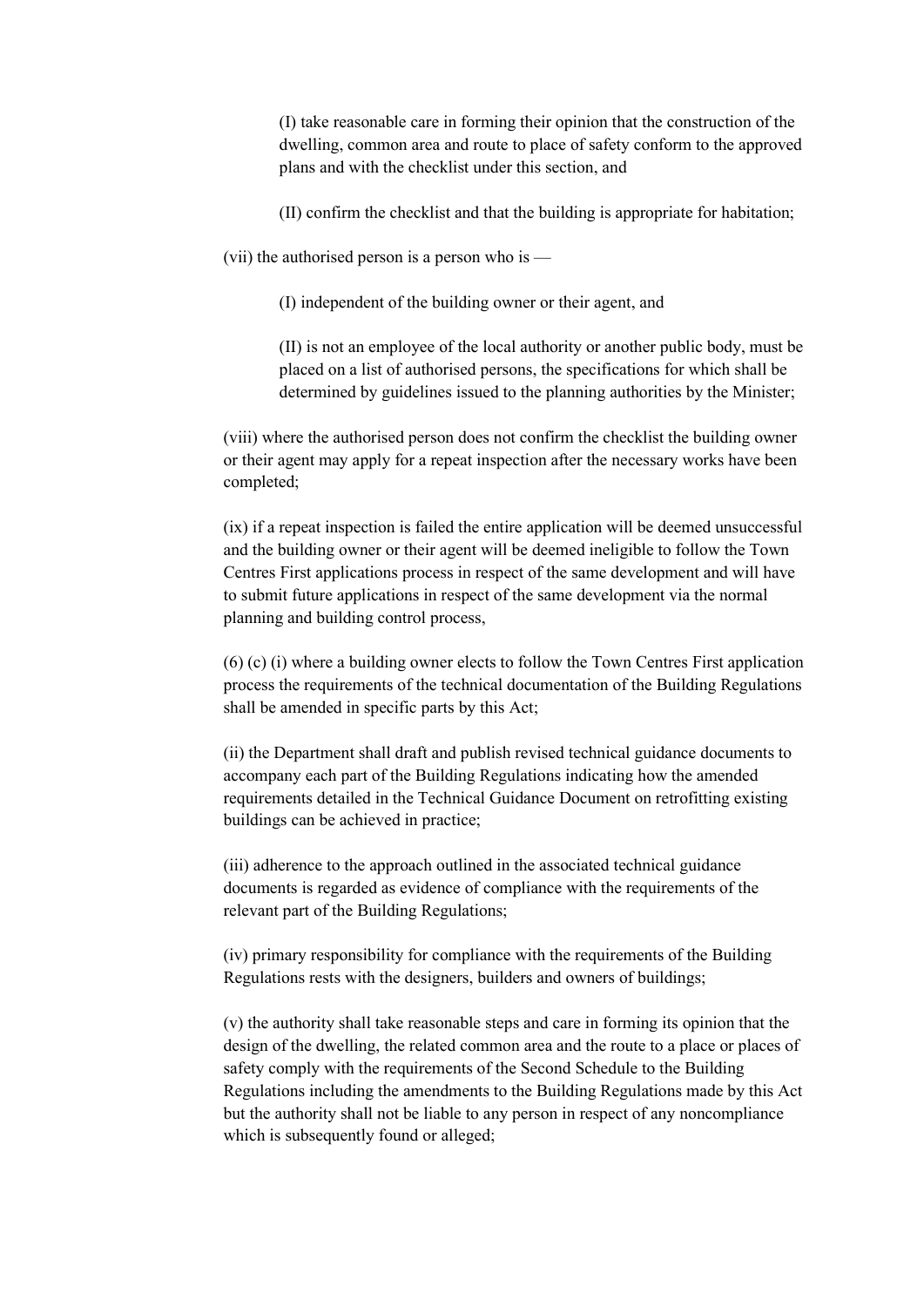(I) take reasonable care in forming their opinion that the construction of the dwelling, common area and route to place of safety conform to the approved plans and with the checklist under this section, and

(II) confirm the checklist and that the building is appropriate for habitation;

(vii) the authorised person is a person who is —

(I) independent of the building owner or their agent, and

(II) is not an employee of the local authority or another public body, must be placed on a list of authorised persons, the specifications for which shall be determined by guidelines issued to the planning authorities by the Minister;

(viii) where the authorised person does not confirm the checklist the building owner or their agent may apply for a repeat inspection after the necessary works have been completed;

(ix) if a repeat inspection is failed the entire application will be deemed unsuccessful and the building owner or their agent will be deemed ineligible to follow the Town Centres First applications process in respect of the same development and will have to submit future applications in respect of the same development via the normal planning and building control process,

(6) (c) (i) where a building owner elects to follow the Town Centres First application process the requirements of the technical documentation of the Building Regulations shall be amended in specific parts by this Act;

(ii) the Department shall draft and publish revised technical guidance documents to accompany each part of the Building Regulations indicating how the amended requirements detailed in the Technical Guidance Document on retrofitting existing buildings can be achieved in practice;

(iii) adherence to the approach outlined in the associated technical guidance documents is regarded as evidence of compliance with the requirements of the relevant part of the Building Regulations;

(iv) primary responsibility for compliance with the requirements of the Building Regulations rests with the designers, builders and owners of buildings;

(v) the authority shall take reasonable steps and care in forming its opinion that the design of the dwelling, the related common area and the route to a place or places of safety comply with the requirements of the Second Schedule to the Building Regulations including the amendments to the Building Regulations made by this Act but the authority shall not be liable to any person in respect of any noncompliance which is subsequently found or alleged;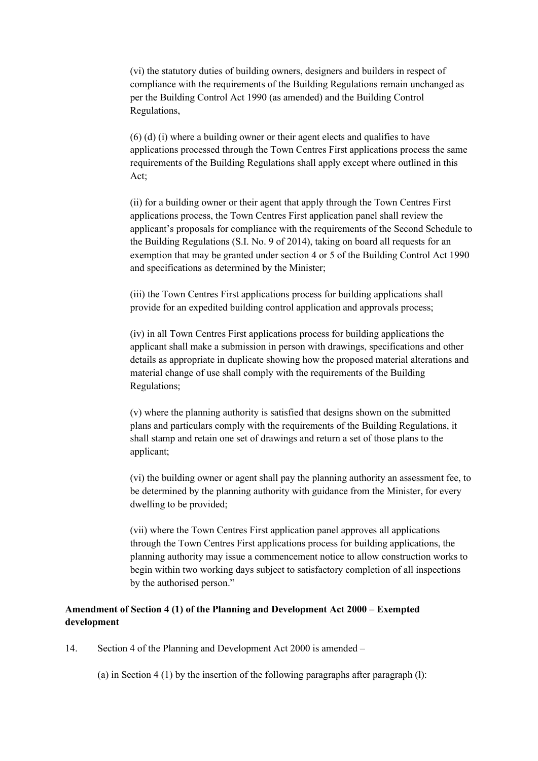(vi) the statutory duties of building owners, designers and builders in respect of compliance with the requirements of the Building Regulations remain unchanged as per the Building Control Act 1990 (as amended) and the Building Control Regulations,

(6) (d) (i) where a building owner or their agent elects and qualifies to have applications processed through the Town Centres First applications process the same requirements of the Building Regulations shall apply except where outlined in this Act;

(ii) for a building owner or their agent that apply through the Town Centres First applications process, the Town Centres First application panel shall review the applicant's proposals for compliance with the requirements of the Second Schedule to the Building Regulations (S.I. No. 9 of 2014), taking on board all requests for an exemption that may be granted under section 4 or 5 of the Building Control Act 1990 and specifications as determined by the Minister;

(iii) the Town Centres First applications process for building applications shall provide for an expedited building control application and approvals process;

(iv) in all Town Centres First applications process for building applications the applicant shall make a submission in person with drawings, specifications and other details as appropriate in duplicate showing how the proposed material alterations and material change of use shall comply with the requirements of the Building Regulations;

(v) where the planning authority is satisfied that designs shown on the submitted plans and particulars comply with the requirements of the Building Regulations, it shall stamp and retain one set of drawings and return a set of those plans to the applicant;

(vi) the building owner or agent shall pay the planning authority an assessment fee, to be determined by the planning authority with guidance from the Minister, for every dwelling to be provided;

(vii) where the Town Centres First application panel approves all applications through the Town Centres First applications process for building applications, the planning authority may issue a commencement notice to allow construction works to begin within two working days subject to satisfactory completion of all inspections by the authorised person."

**Amendment of Section 4 (1) of the Planning and Development Act 2000 – Exempted development**

14. Section 4 of the Planning and Development Act 2000 is amended –

(a) in Section 4 (1) by the insertion of the following paragraphs after paragraph (l):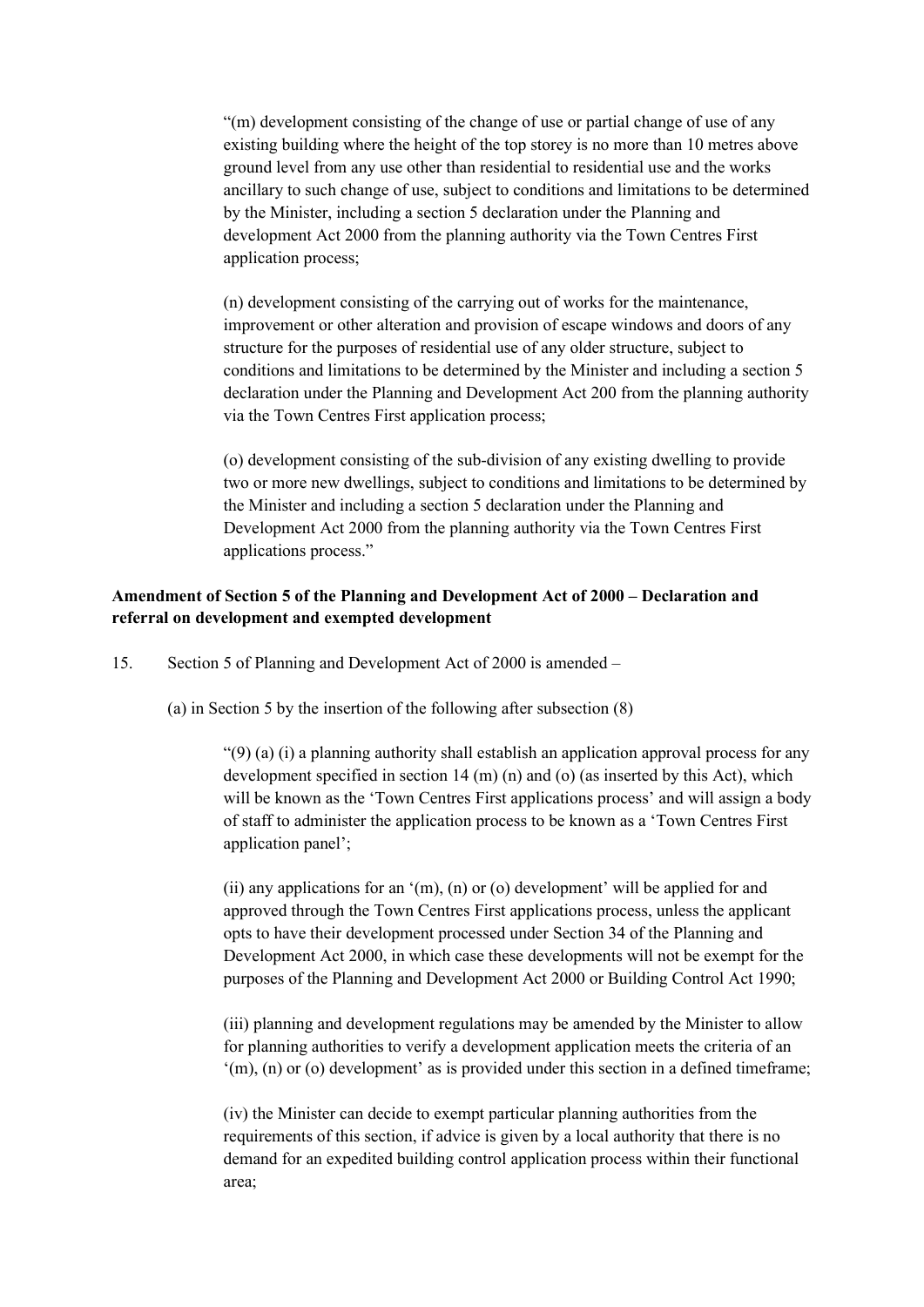"(m) development consisting of the change of use or partial change of use of any existing building where the height of the top storey is no more than 10 metres above ground level from any use other than residential to residential use and the works ancillary to such change of use, subject to conditions and limitations to be determined by the Minister, including a section 5 declaration under the Planning and development Act 2000 from the planning authority via the Town Centres First application process;

(n) development consisting of the carrying out of works for the maintenance, improvement or other alteration and provision of escape windows and doors of any structure for the purposes of residential use of any older structure, subject to conditions and limitations to be determined by the Minister and including a section 5 declaration under the Planning and Development Act 200 from the planning authority via the Town Centres First application process;

(o) development consisting of the sub-division of any existing dwelling to provide two or more new dwellings, subject to conditions and limitations to be determined by the Minister and including a section 5 declaration under the Planning and Development Act 2000 from the planning authority via the Town Centres First applications process."

**Amendment of Section 5 of the Planning and Development Act of 2000 – Declaration and referral on development and exempted development**

15. Section 5 of Planning and Development Act of 2000 is amended –

(a) in Section 5 by the insertion of the following after subsection (8)

"(9) (a) (i) a planning authority shall establish an application approval process for any development specified in section 14 (m) (n) and (o) (as inserted by this Act), which will be known as the 'Town Centres First applications process' and will assign a body of staff to administer the application process to be known as a 'Town Centres First application panel';

(ii) any applications for an '(m), (n) or (o) development' will be applied for and approved through the Town Centres First applications process, unless the applicant opts to have their development processed under Section 34 of the Planning and Development Act 2000, in which case these developments will not be exempt for the purposes of the Planning and Development Act 2000 or Building Control Act 1990;

(iii) planning and development regulations may be amended by the Minister to allow for planning authorities to verify a development application meets the criteria of an '(m), (n) or (o) development' as is provided under this section in a defined timeframe;

(iv) the Minister can decide to exempt particular planning authorities from the requirements of this section, if advice is given by a local authority that there is no demand for an expedited building control application process within their functional area;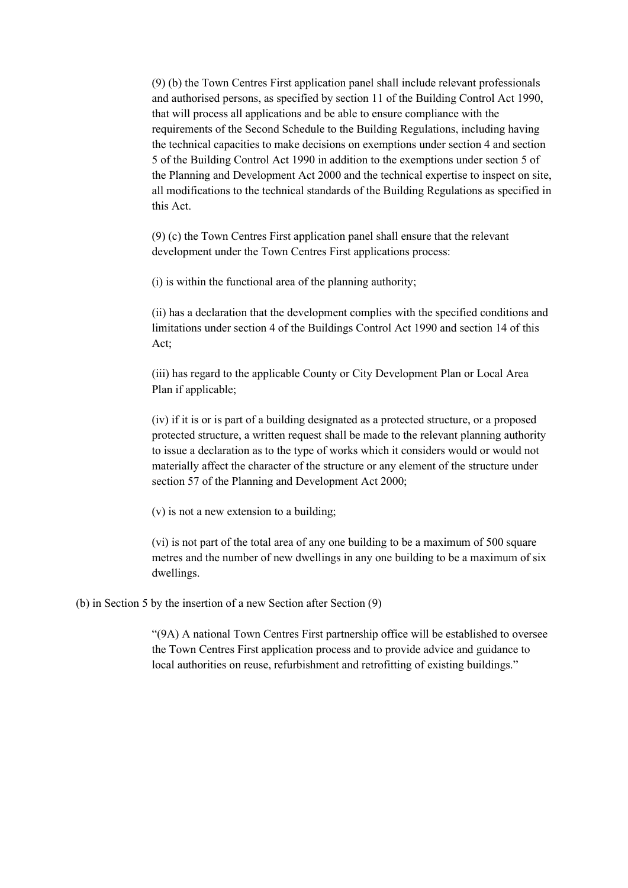(9) (b) the Town Centres First application panel shall include relevant professionals and authorised persons, as specified by section 11 of the Building Control Act 1990, that will process all applications and be able to ensure compliance with the requirements of the Second Schedule to the Building Regulations, including having the technical capacities to make decisions on exemptions under section 4 and section 5 of the Building Control Act 1990 in addition to the exemptions under section 5 of the Planning and Development Act 2000 and the technical expertise to inspect on site, all modifications to the technical standards of the Building Regulations as specified in this Act.

(9) (c) the Town Centres First application panel shall ensure that the relevant development under the Town Centres First applications process:

(i) is within the functional area of the planning authority;

(ii) has a declaration that the development complies with the specified conditions and limitations under section 4 of the Buildings Control Act 1990 and section 14 of this Act;

(iii) has regard to the applicable County or City Development Plan or Local Area Plan if applicable;

(iv) if it is or is part of a building designated as a protected structure, or a proposed protected structure, a written request shall be made to the relevant planning authority to issue a declaration as to the type of works which it considers would or would not materially affect the character of the structure or any element of the structure under section 57 of the Planning and Development Act 2000;

(v) is not a new extension to a building;

(vi) is not part of the total area of any one building to be a maximum of 500 square metres and the number of new dwellings in any one building to be a maximum of six dwellings.

(b) in Section 5 by the insertion of a new Section after Section (9)

"(9A) A national Town Centres First partnership office will be established to oversee the Town Centres First application process and to provide advice and guidance to local authorities on reuse, refurbishment and retrofitting of existing buildings."